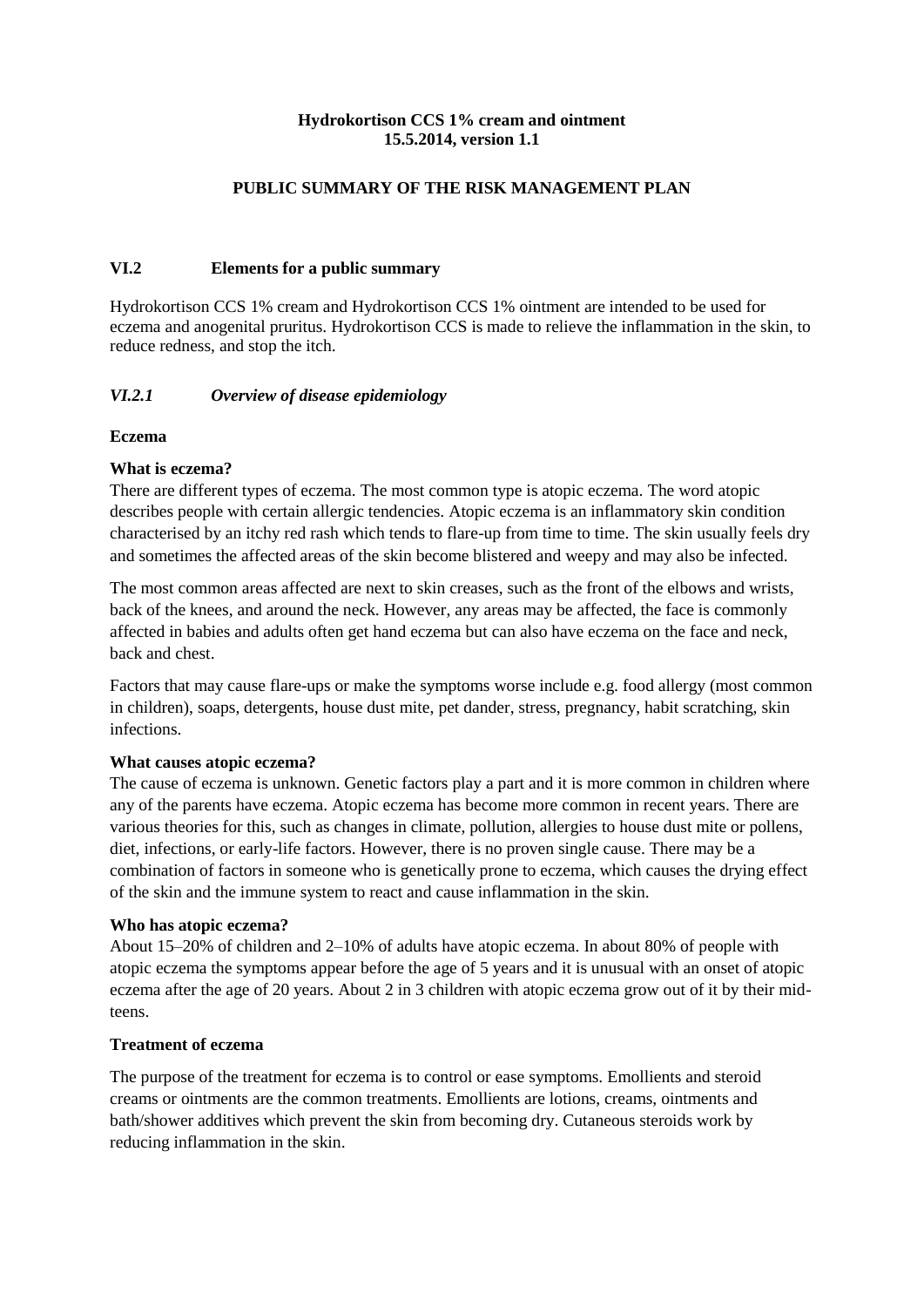**Hydrokortison CCS 1% cream and ointment**
**15.5.2014, version 1.1**

# PUBLIC SUMMARY OF THE RISK MANAGEMENT PLAN

## VI.2 Elements for a public summary

Hydrokortison CCS 1% cream and Hydrokortison CCS 1% ointment are intended to be used for eczema and anogenital pruritus. Hydrokortison CCS is made to relieve the inflammation in the skin, to reduce redness, and stop the itch.

### *VI.2.1 Overview of disease epidemiology*

**Eczema**

**What is eczema?**

There are different types of eczema. The most common type is atopic eczema. The word atopic describes people with certain allergic tendencies. Atopic eczema is an inflammatory skin condition characterised by an itchy red rash which tends to flare-up from time to time. The skin usually feels dry and sometimes the affected areas of the skin become blistered and weepy and may also be infected.

The most common areas affected are next to skin creases, such as the front of the elbows and wrists, back of the knees, and around the neck. However, any areas may be affected, the face is commonly affected in babies and adults often get hand eczema but can also have eczema on the face and neck, back and chest.

Factors that may cause flare-ups or make the symptoms worse include e.g. food allergy (most common in children), soaps, detergents, house dust mite, pet dander, stress, pregnancy, habit scratching, skin infections.

**What causes atopic eczema?**

The cause of eczema is unknown. Genetic factors play a part and it is more common in children where any of the parents have eczema. Atopic eczema has become more common in recent years. There are various theories for this, such as changes in climate, pollution, allergies to house dust mite or pollens, diet, infections, or early-life factors. However, there is no proven single cause. There may be a combination of factors in someone who is genetically prone to eczema, which causes the drying effect of the skin and the immune system to react and cause inflammation in the skin.

**Who has atopic eczema?**

About 15–20% of children and 2–10% of adults have atopic eczema. In about 80% of people with atopic eczema the symptoms appear before the age of 5 years and it is unusual with an onset of atopic eczema after the age of 20 years. About 2 in 3 children with atopic eczema grow out of it by their mid-teens.

**Treatment of eczema**

The purpose of the treatment for eczema is to control or ease symptoms. Emollients and steroid creams or ointments are the common treatments. Emollients are lotions, creams, ointments and bath/shower additives which prevent the skin from becoming dry. Cutaneous steroids work by reducing inflammation in the skin.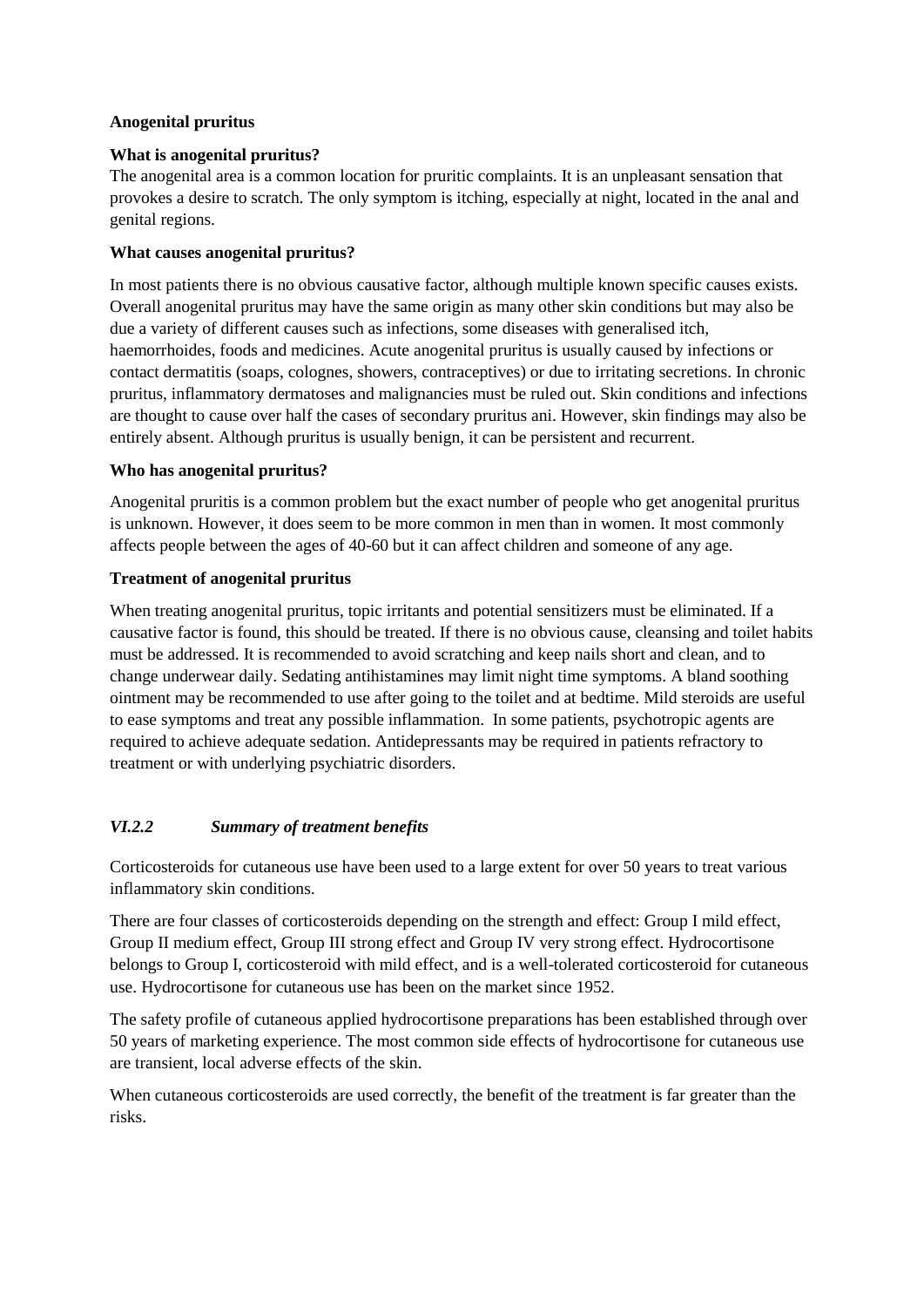**Anogenital pruritus**

**What is anogenital pruritus?**

The anogenital area is a common location for pruritic complaints. It is an unpleasant sensation that provokes a desire to scratch. The only symptom is itching, especially at night, located in the anal and genital regions.

**What causes anogenital pruritus?**

In most patients there is no obvious causative factor, although multiple known specific causes exists. Overall anogenital pruritus may have the same origin as many other skin conditions but may also be due a variety of different causes such as infections, some diseases with generalised itch, haemorrhoides, foods and medicines. Acute anogenital pruritus is usually caused by infections or contact dermatitis (soaps, colognes, showers, contraceptives) or due to irritating secretions. In chronic pruritus, inflammatory dermatoses and malignancies must be ruled out. Skin conditions and infections are thought to cause over half the cases of secondary pruritus ani. However, skin findings may also be entirely absent. Although pruritus is usually benign, it can be persistent and recurrent.

**Who has anogenital pruritus?**

Anogenital pruritis is a common problem but the exact number of people who get anogenital pruritus is unknown. However, it does seem to be more common in men than in women. It most commonly affects people between the ages of 40-60 but it can affect children and someone of any age.

**Treatment of anogenital pruritus**

When treating anogenital pruritus, topic irritants and potential sensitizers must be eliminated. If a causative factor is found, this should be treated. If there is no obvious cause, cleansing and toilet habits must be addressed. It is recommended to avoid scratching and keep nails short and clean, and to change underwear daily. Sedating antihistamines may limit night time symptoms. A bland soothing ointment may be recommended to use after going to the toilet and at bedtime. Mild steroids are useful to ease symptoms and treat any possible inflammation. In some patients, psychotropic agents are required to achieve adequate sedation. Antidepressants may be required in patients refractory to treatment or with underlying psychiatric disorders.

### *VI.2.2 Summary of treatment benefits*

Corticosteroids for cutaneous use have been used to a large extent for over 50 years to treat various inflammatory skin conditions.

There are four classes of corticosteroids depending on the strength and effect: Group I mild effect, Group II medium effect, Group III strong effect and Group IV very strong effect. Hydrocortisone belongs to Group I, corticosteroid with mild effect, and is a well-tolerated corticosteroid for cutaneous use. Hydrocortisone for cutaneous use has been on the market since 1952.

The safety profile of cutaneous applied hydrocortisone preparations has been established through over 50 years of marketing experience. The most common side effects of hydrocortisone for cutaneous use are transient, local adverse effects of the skin.

When cutaneous corticosteroids are used correctly, the benefit of the treatment is far greater than the risks.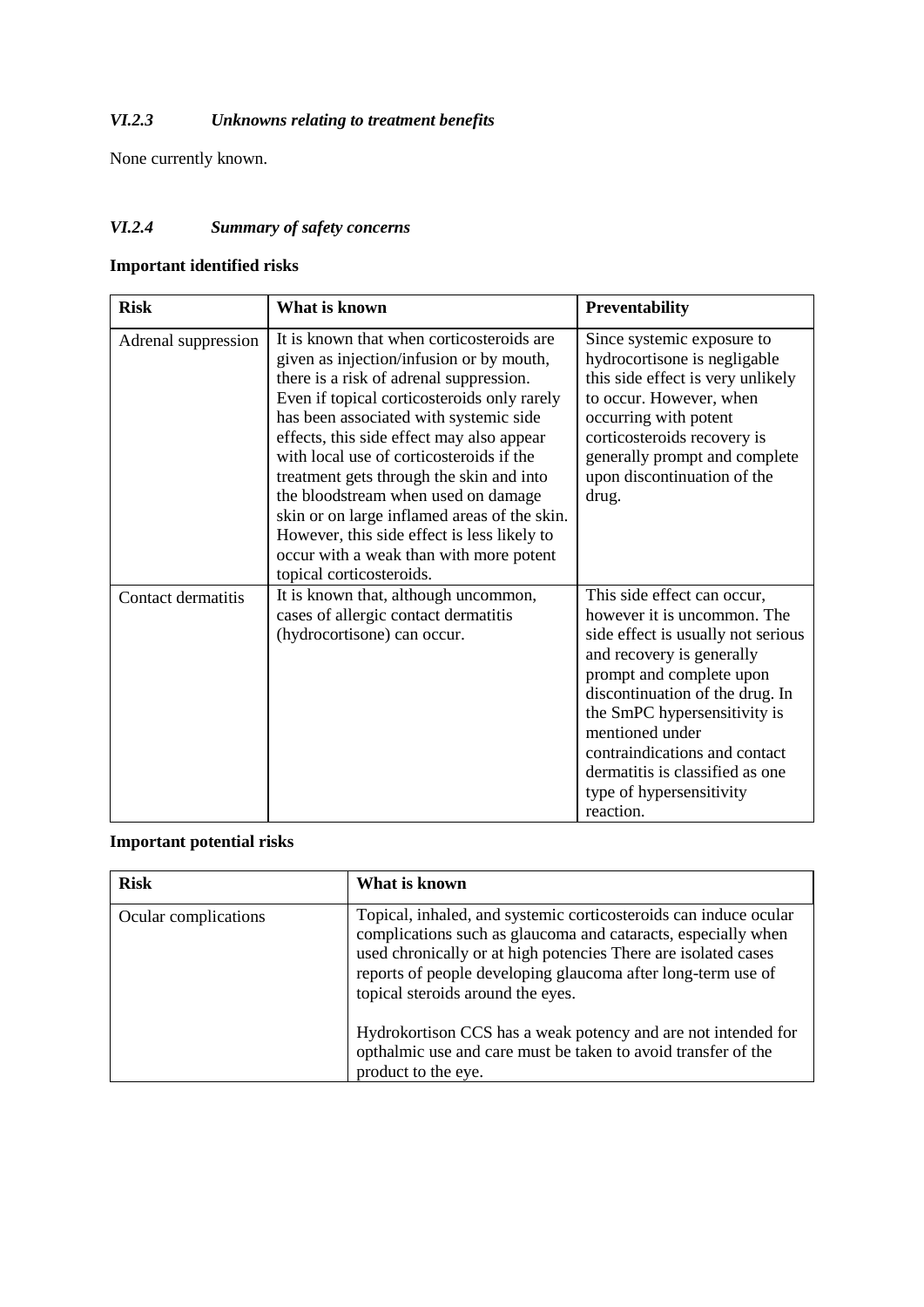### *VI.2.3 Unknowns relating to treatment benefits*

None currently known.

### *VI.2.4 Summary of safety concerns*

**Important identified risks**

| Risk | What is known | Preventability |
|---|---|---|
| Adrenal suppression | It is known that when corticosteroids are given as injection/infusion or by mouth, there is a risk of adrenal suppression. Even if topical corticosteroids only rarely has been associated with systemic side effects, this side effect may also appear with local use of corticosteroids if the treatment gets through the skin and into the bloodstream when used on damage skin or on large inflamed areas of the skin. However, this side effect is less likely to occur with a weak than with more potent topical corticosteroids. | Since systemic exposure to hydrocortisone is negligable this side effect is very unlikely to occur. However, when occurring with potent corticosteroids recovery is generally prompt and complete upon discontinuation of the drug. |
| Contact dermatitis | It is known that, although uncommon, cases of allergic contact dermatitis (hydrocortisone) can occur. | This side effect can occur, however it is uncommon. The side effect is usually not serious and recovery is generally prompt and complete upon discontinuation of the drug. In the SmPC hypersensitivity is mentioned under contraindications and contact dermatitis is classified as one type of hypersensitivity reaction. |

**Important potential risks**

| Risk | What is known |
|---|---|
| Ocular complications | Topical, inhaled, and systemic corticosteroids can induce ocular complications such as glaucoma and cataracts, especially when used chronically or at high potencies There are isolated cases reports of people developing glaucoma after long-term use of topical steroids around the eyes.<br><br>Hydrokortison CCS has a weak potency and are not intended for opthalmic use and care must be taken to avoid transfer of the product to the eye. |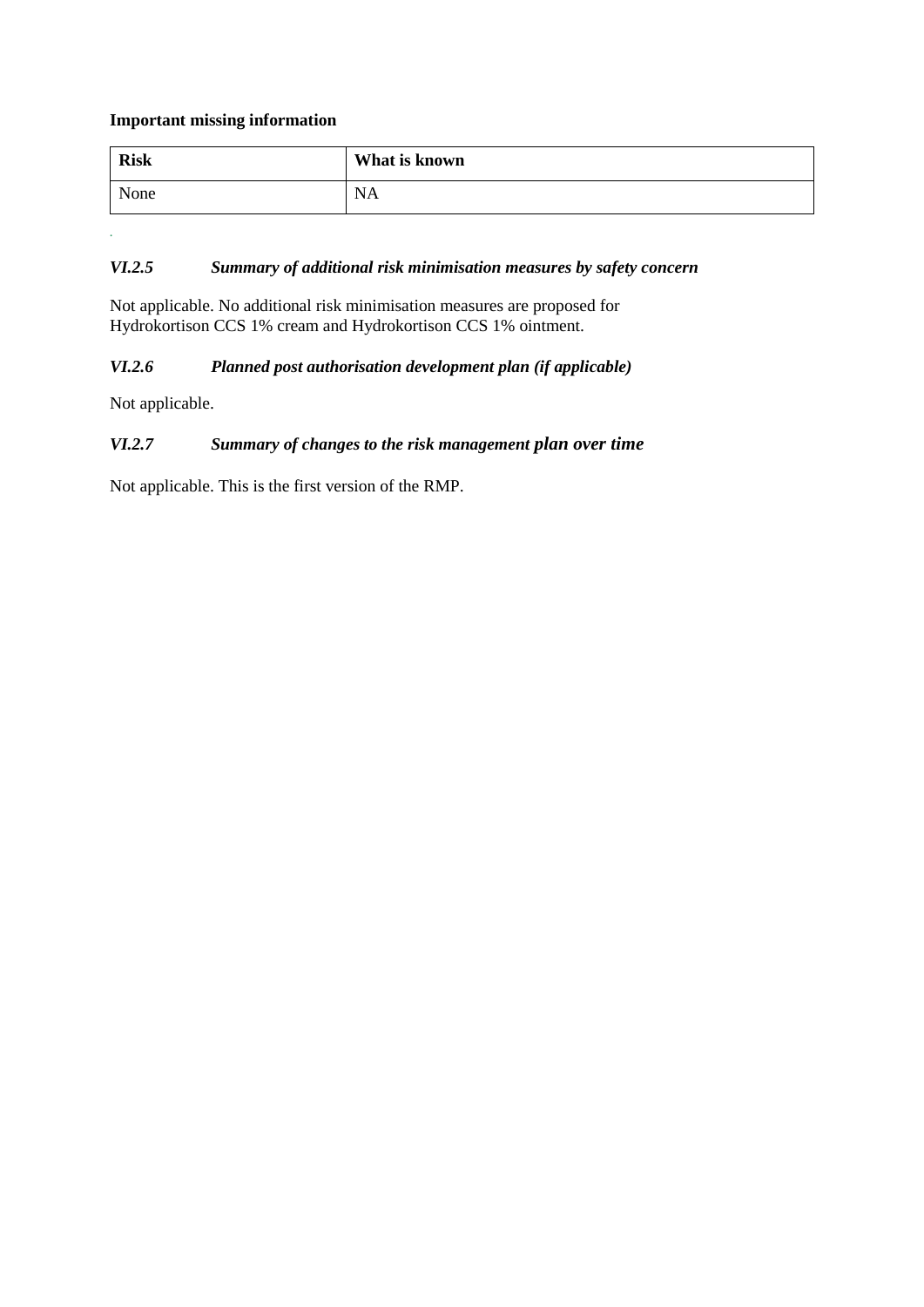**Important missing information**

| Risk | What is known |
| --- | --- |
| None | NA |

### *VI.2.5 Summary of additional risk minimisation measures by safety concern*

Not applicable. No additional risk minimisation measures are proposed for Hydrokortison CCS 1% cream and Hydrokortison CCS 1% ointment.

### *VI.2.6 Planned post authorisation development plan (if applicable)*

Not applicable.

### *VI.2.7 Summary of changes to the risk management plan over time*

Not applicable. This is the first version of the RMP.